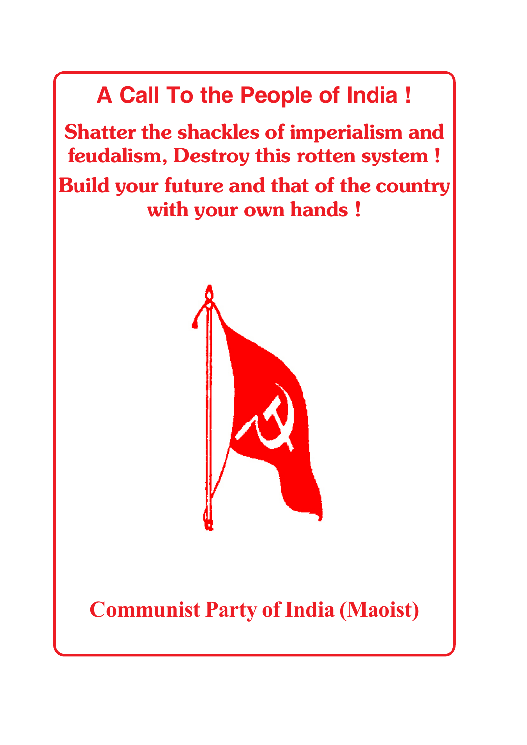# A Call To the People of India !

## Shatter the shackles of imperialism and feudalism, Destroy this rotten system !

## Build your future and that of the country with your own hands !

**Communist Party of India (Maoist)**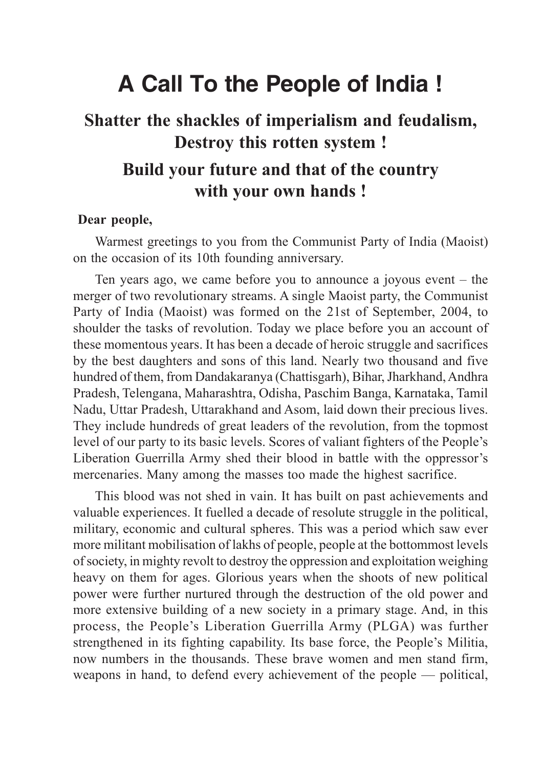# A Call To the People of India !

## Shatter the shackles of imperialism and feudalism, Destroy this rotten system !

## Build your future and that of the country with your own hands !

**Dear people,**

Warmest greetings to you from the Communist Party of India (Maoist) on the occasion of its 10th founding anniversary.

Ten years ago, we came before you to announce a joyous event – the merger of two revolutionary streams. A single Maoist party, the Communist Party of India (Maoist) was formed on the 21st of September, 2004, to shoulder the tasks of revolution. Today we place before you an account of these momentous years. It has been a decade of heroic struggle and sacrifices by the best daughters and sons of this land. Nearly two thousand and five hundred of them, from Dandakaranya (Chattisgarh), Bihar, Jharkhand, Andhra Pradesh, Telengana, Maharashtra, Odisha, Paschim Banga, Karnataka, Tamil Nadu, Uttar Pradesh, Uttarakhand and Asom, laid down their precious lives. They include hundreds of great leaders of the revolution, from the topmost level of our party to its basic levels. Scores of valiant fighters of the People's Liberation Guerrilla Army shed their blood in battle with the oppressor's mercenaries. Many among the masses too made the highest sacrifice.

This blood was not shed in vain. It has built on past achievements and valuable experiences. It fuelled a decade of resolute struggle in the political, military, economic and cultural spheres. This was a period which saw ever more militant mobilisation of lakhs of people, people at the bottommost levels of society, in mighty revolt to destroy the oppression and exploitation weighing heavy on them for ages. Glorious years when the shoots of new political power were further nurtured through the destruction of the old power and more extensive building of a new society in a primary stage. And, in this process, the People's Liberation Guerrilla Army (PLGA) was further strengthened in its fighting capability. Its base force, the People's Militia, now numbers in the thousands. These brave women and men stand firm, weapons in hand, to defend every achievement of the people — political,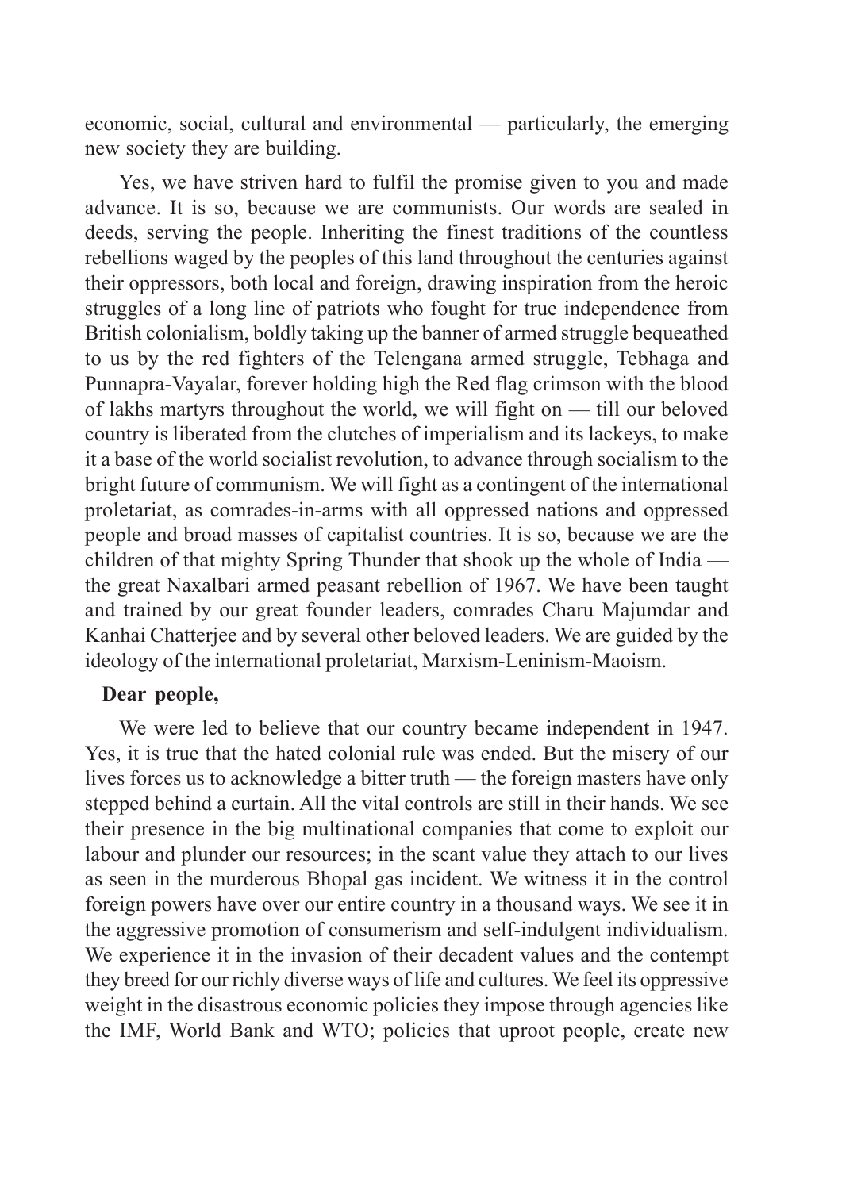economic, social, cultural and environmental — particularly, the emerging new society they are building.

Yes, we have striven hard to fulfil the promise given to you and made advance. It is so, because we are communists. Our words are sealed in deeds, serving the people. Inheriting the finest traditions of the countless rebellions waged by the peoples of this land throughout the centuries against their oppressors, both local and foreign, drawing inspiration from the heroic struggles of a long line of patriots who fought for true independence from British colonialism, boldly taking up the banner of armed struggle bequeathed to us by the red fighters of the Telengana armed struggle, Tebhaga and Punnapra-Vayalar, forever holding high the Red flag crimson with the blood of lakhs martyrs throughout the world, we will fight on — till our beloved country is liberated from the clutches of imperialism and its lackeys, to make it a base of the world socialist revolution, to advance through socialism to the bright future of communism. We will fight as a contingent of the international proletariat, as comrades-in-arms with all oppressed nations and oppressed people and broad masses of capitalist countries. It is so, because we are the children of that mighty Spring Thunder that shook up the whole of India — the great Naxalbari armed peasant rebellion of 1967. We have been taught and trained by our great founder leaders, comrades Charu Majumdar and Kanhai Chatterjee and by several other beloved leaders. We are guided by the ideology of the international proletariat, Marxism-Leninism-Maoism.

**Dear people,**

We were led to believe that our country became independent in 1947. Yes, it is true that the hated colonial rule was ended. But the misery of our lives forces us to acknowledge a bitter truth — the foreign masters have only stepped behind a curtain. All the vital controls are still in their hands. We see their presence in the big multinational companies that come to exploit our labour and plunder our resources; in the scant value they attach to our lives as seen in the murderous Bhopal gas incident. We witness it in the control foreign powers have over our entire country in a thousand ways. We see it in the aggressive promotion of consumerism and self-indulgent individualism. We experience it in the invasion of their decadent values and the contempt they breed for our richly diverse ways of life and cultures. We feel its oppressive weight in the disastrous economic policies they impose through agencies like the IMF, World Bank and WTO; policies that uproot people, create new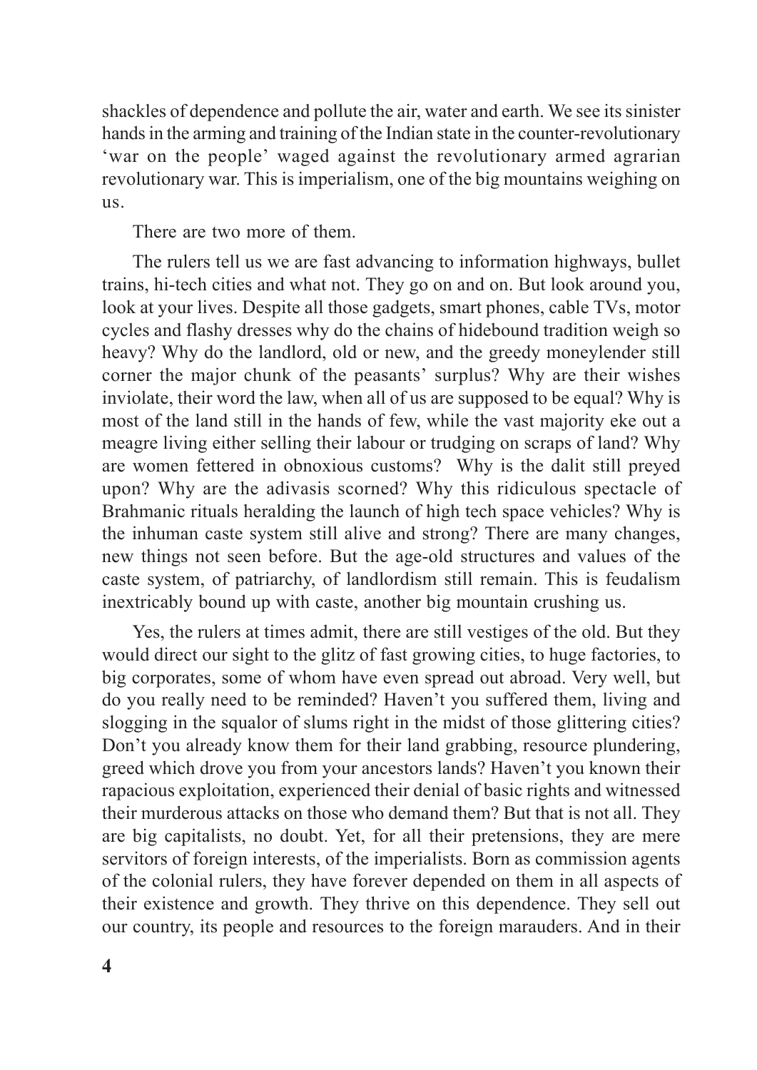shackles of dependence and pollute the air, water and earth. We see its sinister hands in the arming and training of the Indian state in the counter-revolutionary 'war on the people' waged against the revolutionary armed agrarian revolutionary war. This is imperialism, one of the big mountains weighing on us.

There are two more of them.

The rulers tell us we are fast advancing to information highways, bullet trains, hi-tech cities and what not. They go on and on. But look around you, look at your lives. Despite all those gadgets, smart phones, cable TVs, motor cycles and flashy dresses why do the chains of hidebound tradition weigh so heavy? Why do the landlord, old or new, and the greedy moneylender still corner the major chunk of the peasants' surplus? Why are their wishes inviolate, their word the law, when all of us are supposed to be equal? Why is most of the land still in the hands of few, while the vast majority eke out a meagre living either selling their labour or trudging on scraps of land? Why are women fettered in obnoxious customs? Why is the dalit still preyed upon? Why are the adivasis scorned? Why this ridiculous spectacle of Brahmanic rituals heralding the launch of high tech space vehicles? Why is the inhuman caste system still alive and strong? There are many changes, new things not seen before. But the age-old structures and values of the caste system, of patriarchy, of landlordism still remain. This is feudalism inextricably bound up with caste, another big mountain crushing us.

Yes, the rulers at times admit, there are still vestiges of the old. But they would direct our sight to the glitz of fast growing cities, to huge factories, to big corporates, some of whom have even spread out abroad. Very well, but do you really need to be reminded? Haven't you suffered them, living and slogging in the squalor of slums right in the midst of those glittering cities? Don't you already know them for their land grabbing, resource plundering, greed which drove you from your ancestors lands? Haven't you known their rapacious exploitation, experienced their denial of basic rights and witnessed their murderous attacks on those who demand them? But that is not all. They are big capitalists, no doubt. Yet, for all their pretensions, they are mere servitors of foreign interests, of the imperialists. Born as commission agents of the colonial rulers, they have forever depended on them in all aspects of their existence and growth. They thrive on this dependence. They sell out our country, its people and resources to the foreign marauders. And in their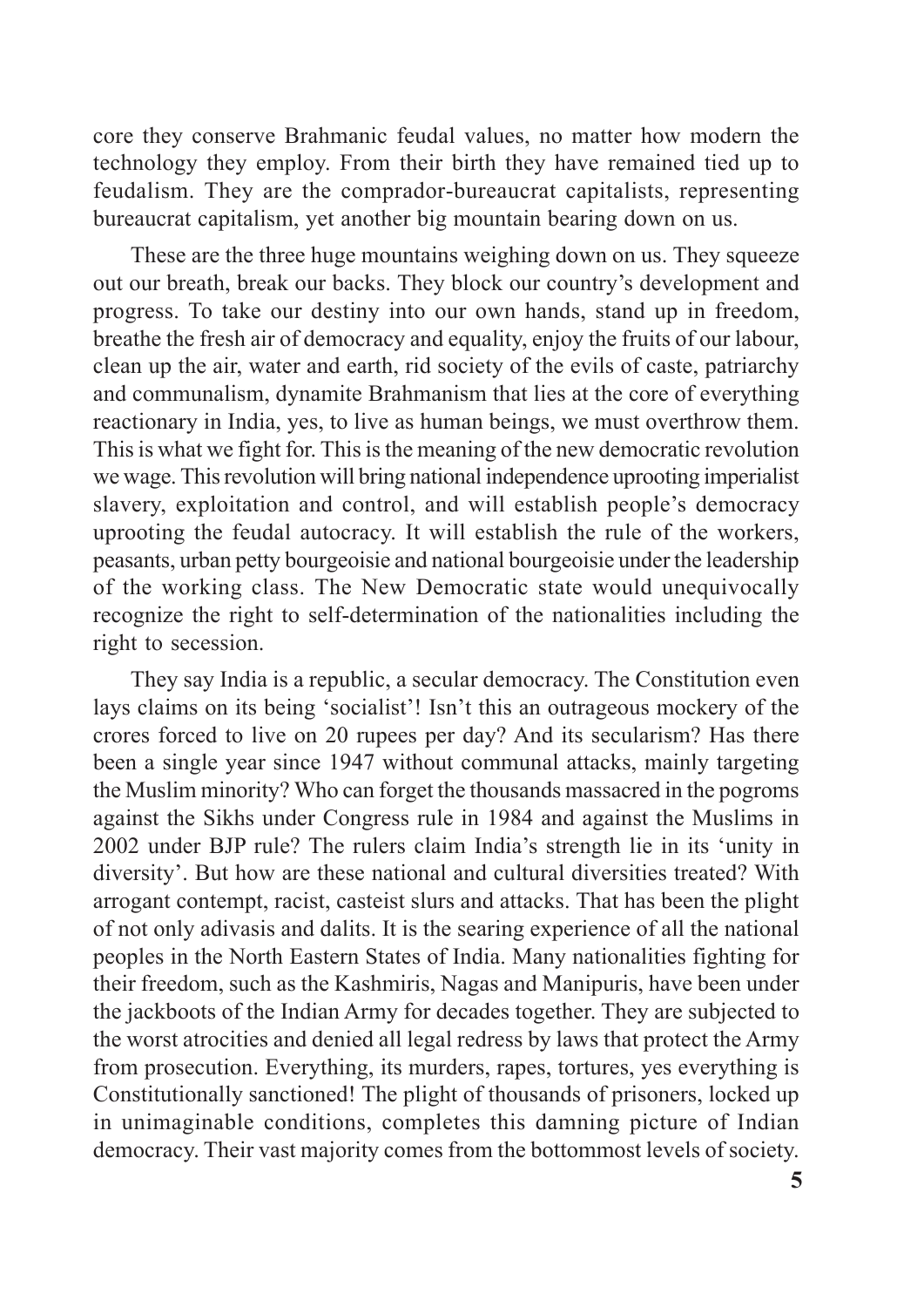core they conserve Brahmanic feudal values, no matter how modern the technology they employ. From their birth they have remained tied up to feudalism. They are the comprador-bureaucrat capitalists, representing bureaucrat capitalism, yet another big mountain bearing down on us.

These are the three huge mountains weighing down on us. They squeeze out our breath, break our backs. They block our country's development and progress. To take our destiny into our own hands, stand up in freedom, breathe the fresh air of democracy and equality, enjoy the fruits of our labour, clean up the air, water and earth, rid society of the evils of caste, patriarchy and communalism, dynamite Brahmanism that lies at the core of everything reactionary in India, yes, to live as human beings, we must overthrow them. This is what we fight for. This is the meaning of the new democratic revolution we wage. This revolution will bring national independence uprooting imperialist slavery, exploitation and control, and will establish people's democracy uprooting the feudal autocracy. It will establish the rule of the workers, peasants, urban petty bourgeoisie and national bourgeoisie under the leadership of the working class. The New Democratic state would unequivocally recognize the right to self-determination of the nationalities including the right to secession.

They say India is a republic, a secular democracy. The Constitution even lays claims on its being 'socialist'! Isn't this an outrageous mockery of the crores forced to live on 20 rupees per day? And its secularism? Has there been a single year since 1947 without communal attacks, mainly targeting the Muslim minority? Who can forget the thousands massacred in the pogroms against the Sikhs under Congress rule in 1984 and against the Muslims in 2002 under BJP rule? The rulers claim India's strength lie in its 'unity in diversity'. But how are these national and cultural diversities treated? With arrogant contempt, racist, casteist slurs and attacks. That has been the plight of not only adivasis and dalits. It is the searing experience of all the national peoples in the North Eastern States of India. Many nationalities fighting for their freedom, such as the Kashmiris, Nagas and Manipuris, have been under the jackboots of the Indian Army for decades together. They are subjected to the worst atrocities and denied all legal redress by laws that protect the Army from prosecution. Everything, its murders, rapes, tortures, yes everything is Constitutionally sanctioned! The plight of thousands of prisoners, locked up in unimaginable conditions, completes this damning picture of Indian democracy. Their vast majority comes from the bottommost levels of society.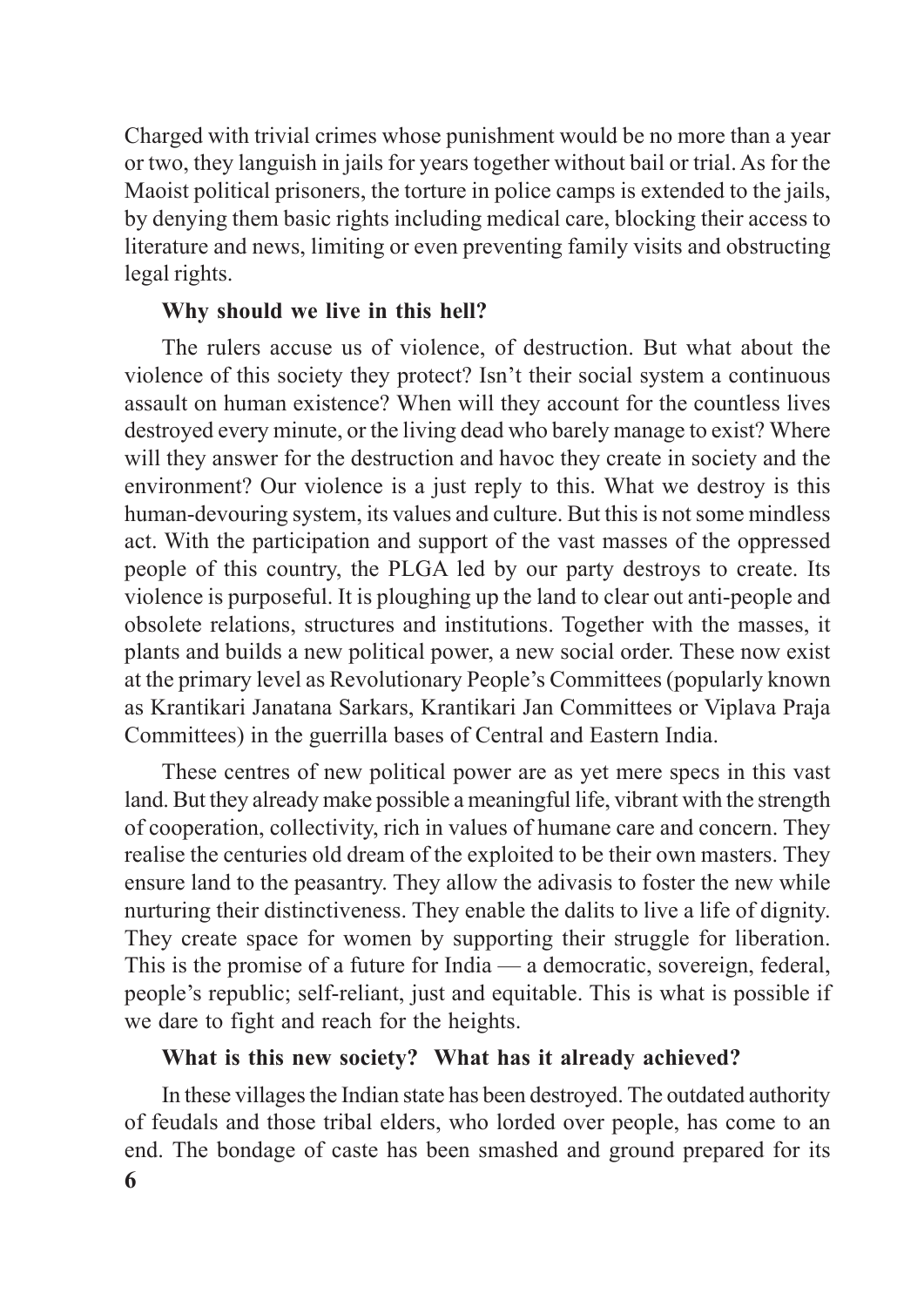Charged with trivial crimes whose punishment would be no more than a year or two, they languish in jails for years together without bail or trial. As for the Maoist political prisoners, the torture in police camps is extended to the jails, by denying them basic rights including medical care, blocking their access to literature and news, limiting or even preventing family visits and obstructing legal rights.

**Why should we live in this hell?**

The rulers accuse us of violence, of destruction. But what about the violence of this society they protect? Isn't their social system a continuous assault on human existence? When will they account for the countless lives destroyed every minute, or the living dead who barely manage to exist? Where will they answer for the destruction and havoc they create in society and the environment? Our violence is a just reply to this. What we destroy is this human-devouring system, its values and culture. But this is not some mindless act. With the participation and support of the vast masses of the oppressed people of this country, the PLGA led by our party destroys to create. Its violence is purposeful. It is ploughing up the land to clear out anti-people and obsolete relations, structures and institutions. Together with the masses, it plants and builds a new political power, a new social order. These now exist at the primary level as Revolutionary People's Committees (popularly known as Krantikari Janatana Sarkars, Krantikari Jan Committees or Viplava Praja Committees) in the guerrilla bases of Central and Eastern India.

These centres of new political power are as yet mere specs in this vast land. But they already make possible a meaningful life, vibrant with the strength of cooperation, collectivity, rich in values of humane care and concern. They realise the centuries old dream of the exploited to be their own masters. They ensure land to the peasantry. They allow the adivasis to foster the new while nurturing their distinctiveness. They enable the dalits to live a life of dignity. They create space for women by supporting their struggle for liberation. This is the promise of a future for India — a democratic, sovereign, federal, people's republic; self-reliant, just and equitable. This is what is possible if we dare to fight and reach for the heights.

**What is this new society? What has it already achieved?**

In these villages the Indian state has been destroyed. The outdated authority of feudals and those tribal elders, who lorded over people, has come to an end. The bondage of caste has been smashed and ground prepared for its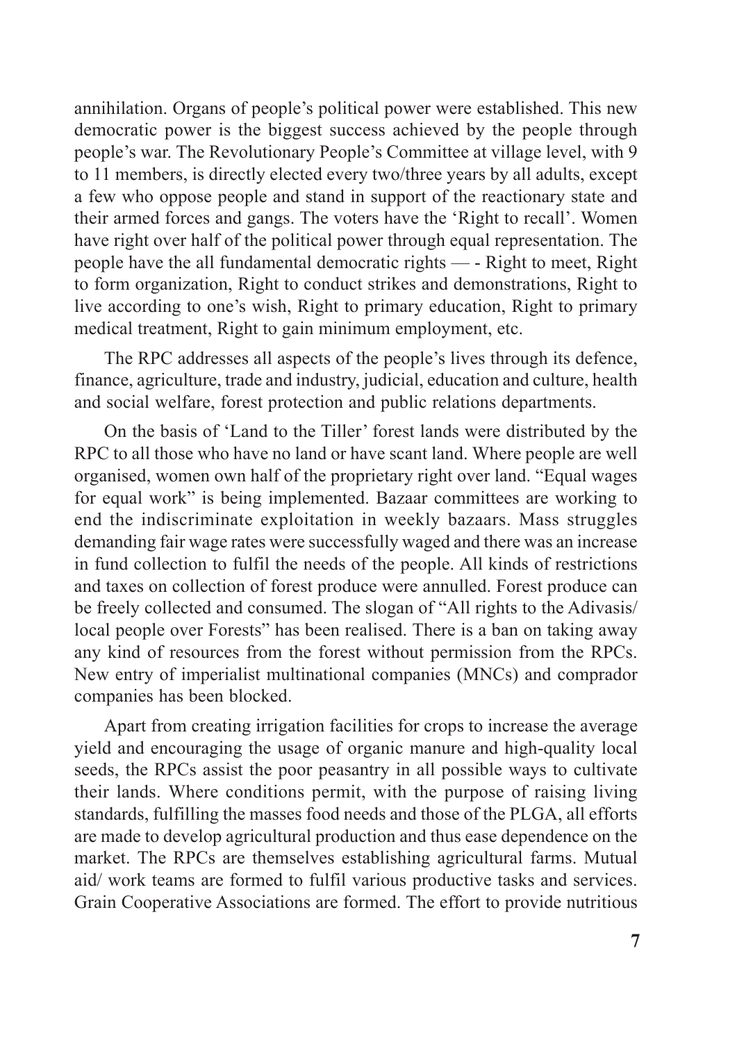annihilation. Organs of people's political power were established. This new democratic power is the biggest success achieved by the people through people's war. The Revolutionary People's Committee at village level, with 9 to 11 members, is directly elected every two/three years by all adults, except a few who oppose people and stand in support of the reactionary state and their armed forces and gangs. The voters have the 'Right to recall'. Women have right over half of the political power through equal representation. The people have the all fundamental democratic rights — - Right to meet, Right to form organization, Right to conduct strikes and demonstrations, Right to live according to one's wish, Right to primary education, Right to primary medical treatment, Right to gain minimum employment, etc.

The RPC addresses all aspects of the people's lives through its defence, finance, agriculture, trade and industry, judicial, education and culture, health and social welfare, forest protection and public relations departments.

On the basis of 'Land to the Tiller' forest lands were distributed by the RPC to all those who have no land or have scant land. Where people are well organised, women own half of the proprietary right over land. "Equal wages for equal work" is being implemented. Bazaar committees are working to end the indiscriminate exploitation in weekly bazaars. Mass struggles demanding fair wage rates were successfully waged and there was an increase in fund collection to fulfil the needs of the people. All kinds of restrictions and taxes on collection of forest produce were annulled. Forest produce can be freely collected and consumed. The slogan of "All rights to the Adivasis/ local people over Forests" has been realised. There is a ban on taking away any kind of resources from the forest without permission from the RPCs. New entry of imperialist multinational companies (MNCs) and comprador companies has been blocked.

Apart from creating irrigation facilities for crops to increase the average yield and encouraging the usage of organic manure and high-quality local seeds, the RPCs assist the poor peasantry in all possible ways to cultivate their lands. Where conditions permit, with the purpose of raising living standards, fulfilling the masses food needs and those of the PLGA, all efforts are made to develop agricultural production and thus ease dependence on the market. The RPCs are themselves establishing agricultural farms. Mutual aid/ work teams are formed to fulfil various productive tasks and services. Grain Cooperative Associations are formed. The effort to provide nutritious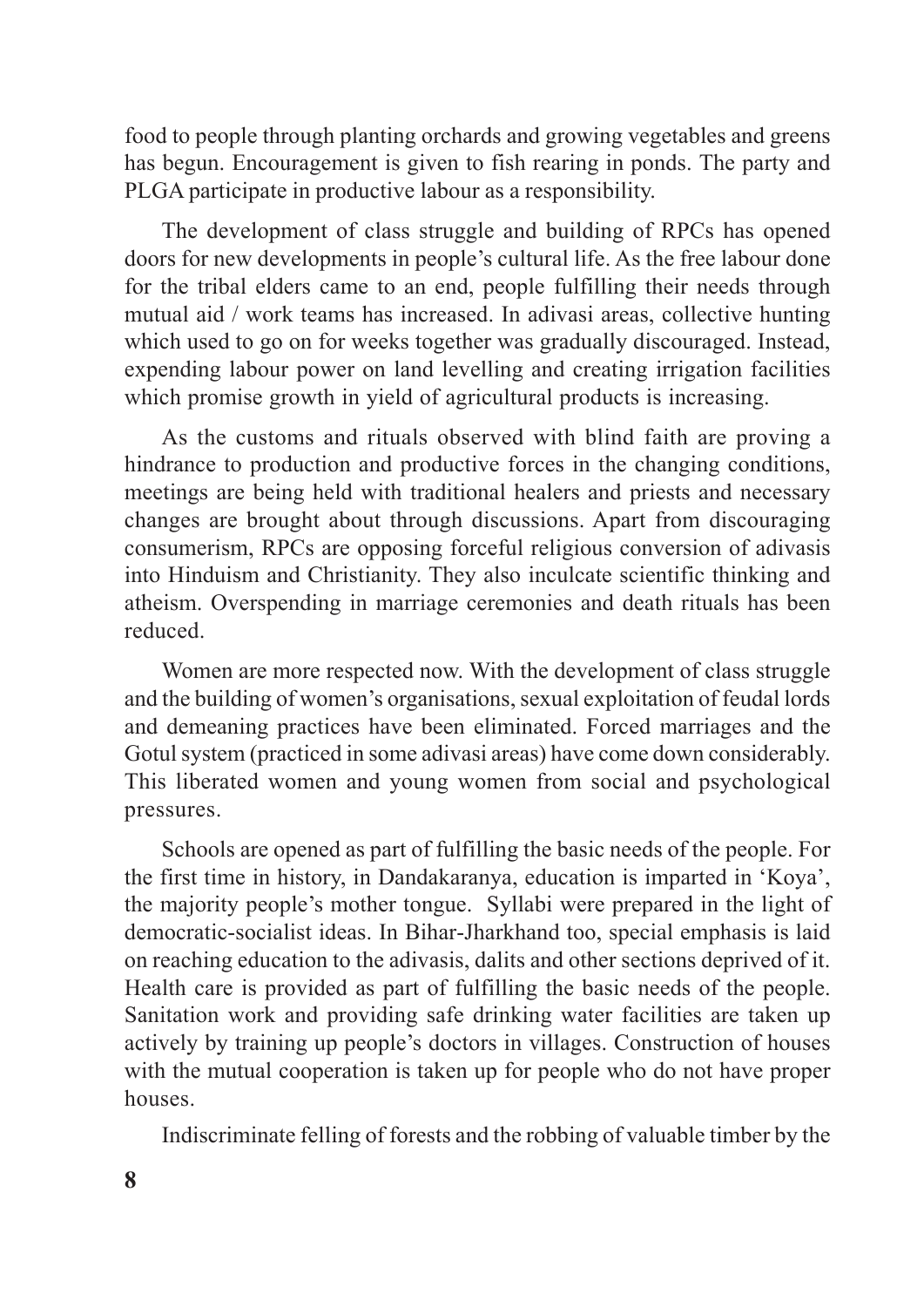food to people through planting orchards and growing vegetables and greens has begun. Encouragement is given to fish rearing in ponds. The party and PLGA participate in productive labour as a responsibility.

The development of class struggle and building of RPCs has opened doors for new developments in people's cultural life. As the free labour done for the tribal elders came to an end, people fulfilling their needs through mutual aid / work teams has increased. In adivasi areas, collective hunting which used to go on for weeks together was gradually discouraged. Instead, expending labour power on land levelling and creating irrigation facilities which promise growth in yield of agricultural products is increasing.

As the customs and rituals observed with blind faith are proving a hindrance to production and productive forces in the changing conditions, meetings are being held with traditional healers and priests and necessary changes are brought about through discussions. Apart from discouraging consumerism, RPCs are opposing forceful religious conversion of adivasis into Hinduism and Christianity. They also inculcate scientific thinking and atheism. Overspending in marriage ceremonies and death rituals has been reduced.

Women are more respected now. With the development of class struggle and the building of women's organisations, sexual exploitation of feudal lords and demeaning practices have been eliminated. Forced marriages and the Gotul system (practiced in some adivasi areas) have come down considerably. This liberated women and young women from social and psychological pressures.

Schools are opened as part of fulfilling the basic needs of the people. For the first time in history, in Dandakaranya, education is imparted in 'Koya', the majority people's mother tongue. Syllabi were prepared in the light of democratic-socialist ideas. In Bihar-Jharkhand too, special emphasis is laid on reaching education to the adivasis, dalits and other sections deprived of it. Health care is provided as part of fulfilling the basic needs of the people. Sanitation work and providing safe drinking water facilities are taken up actively by training up people's doctors in villages. Construction of houses with the mutual cooperation is taken up for people who do not have proper houses.

Indiscriminate felling of forests and the robbing of valuable timber by the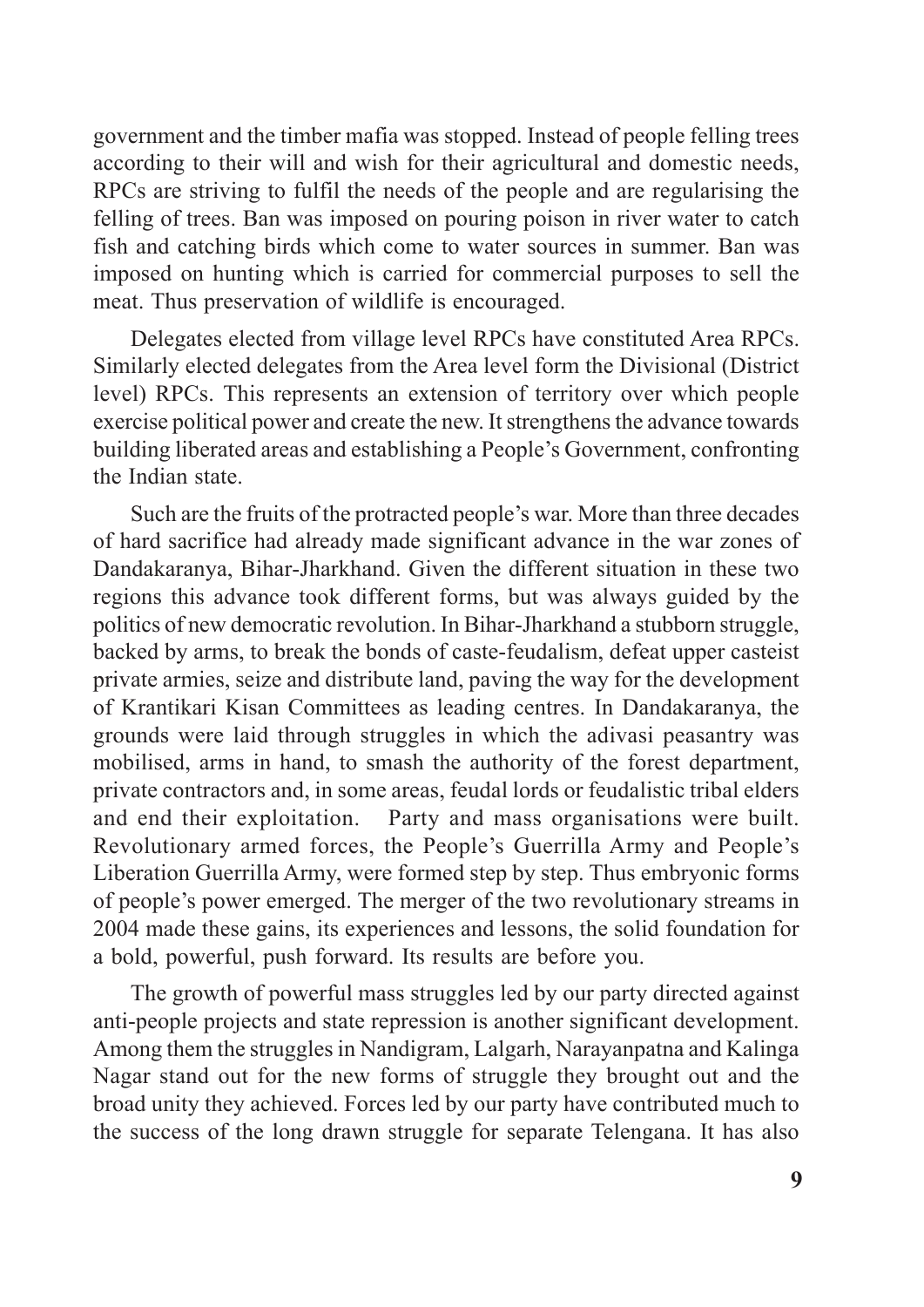government and the timber mafia was stopped. Instead of people felling trees according to their will and wish for their agricultural and domestic needs, RPCs are striving to fulfil the needs of the people and are regularising the felling of trees. Ban was imposed on pouring poison in river water to catch fish and catching birds which come to water sources in summer. Ban was imposed on hunting which is carried for commercial purposes to sell the meat. Thus preservation of wildlife is encouraged.

Delegates elected from village level RPCs have constituted Area RPCs. Similarly elected delegates from the Area level form the Divisional (District level) RPCs. This represents an extension of territory over which people exercise political power and create the new. It strengthens the advance towards building liberated areas and establishing a People's Government, confronting the Indian state.

Such are the fruits of the protracted people's war. More than three decades of hard sacrifice had already made significant advance in the war zones of Dandakaranya, Bihar-Jharkhand. Given the different situation in these two regions this advance took different forms, but was always guided by the politics of new democratic revolution. In Bihar-Jharkhand a stubborn struggle, backed by arms, to break the bonds of caste-feudalism, defeat upper casteist private armies, seize and distribute land, paving the way for the development of Krantikari Kisan Committees as leading centres. In Dandakaranya, the grounds were laid through struggles in which the adivasi peasantry was mobilised, arms in hand, to smash the authority of the forest department, private contractors and, in some areas, feudal lords or feudalistic tribal elders and end their exploitation. Party and mass organisations were built. Revolutionary armed forces, the People's Guerrilla Army and People's Liberation Guerrilla Army, were formed step by step. Thus embryonic forms of people's power emerged. The merger of the two revolutionary streams in 2004 made these gains, its experiences and lessons, the solid foundation for a bold, powerful, push forward. Its results are before you.

The growth of powerful mass struggles led by our party directed against anti-people projects and state repression is another significant development. Among them the struggles in Nandigram, Lalgarh, Narayanpatna and Kalinga Nagar stand out for the new forms of struggle they brought out and the broad unity they achieved. Forces led by our party have contributed much to the success of the long drawn struggle for separate Telengana. It has also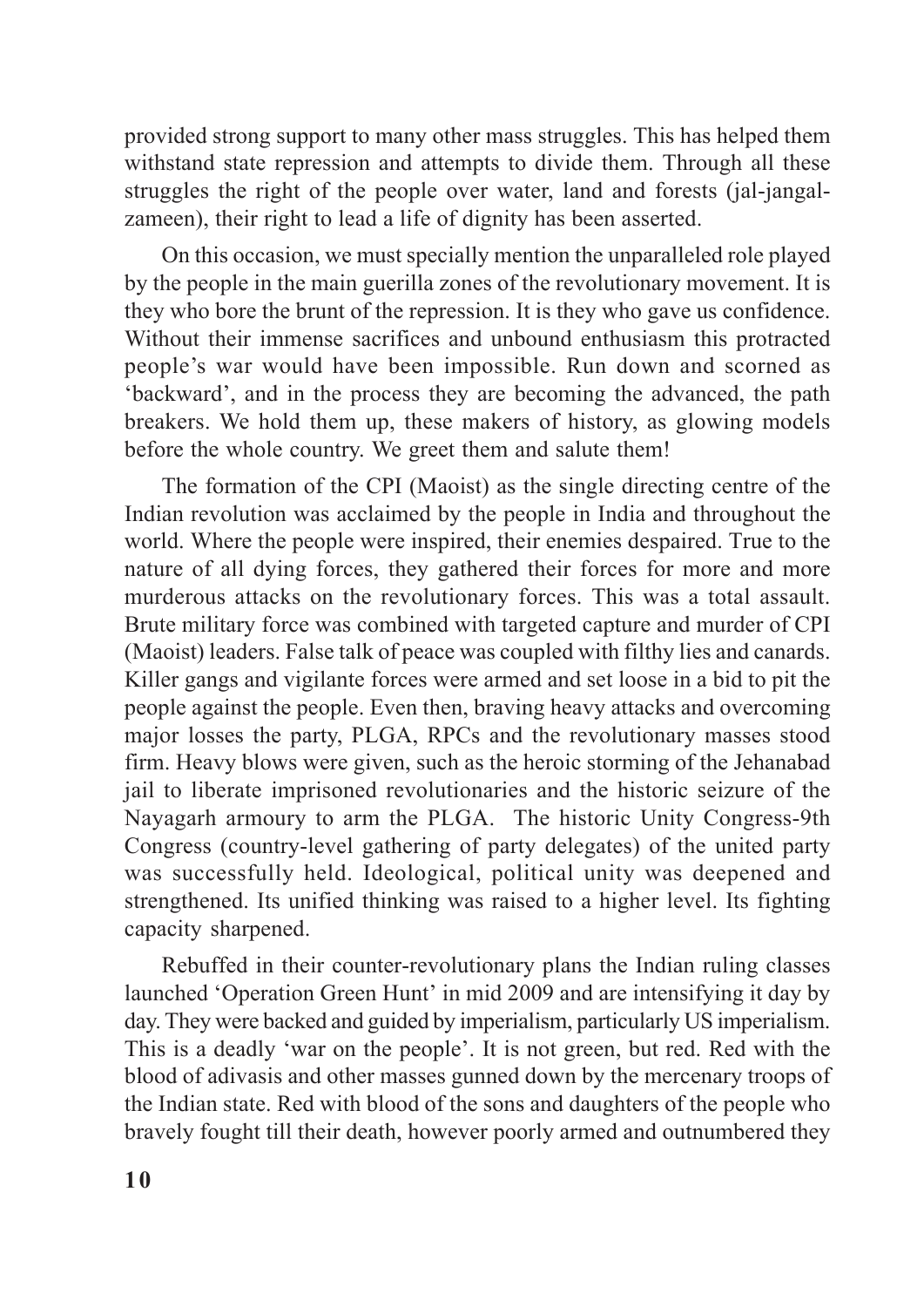provided strong support to many other mass struggles. This has helped them withstand state repression and attempts to divide them. Through all these struggles the right of the people over water, land and forests (jal-jangal-zameen), their right to lead a life of dignity has been asserted.

On this occasion, we must specially mention the unparalleled role played by the people in the main guerilla zones of the revolutionary movement. It is they who bore the brunt of the repression. It is they who gave us confidence. Without their immense sacrifices and unbound enthusiasm this protracted people's war would have been impossible. Run down and scorned as 'backward', and in the process they are becoming the advanced, the path breakers. We hold them up, these makers of history, as glowing models before the whole country. We greet them and salute them!

The formation of the CPI (Maoist) as the single directing centre of the Indian revolution was acclaimed by the people in India and throughout the world. Where the people were inspired, their enemies despaired. True to the nature of all dying forces, they gathered their forces for more and more murderous attacks on the revolutionary forces. This was a total assault. Brute military force was combined with targeted capture and murder of CPI (Maoist) leaders. False talk of peace was coupled with filthy lies and canards. Killer gangs and vigilante forces were armed and set loose in a bid to pit the people against the people. Even then, braving heavy attacks and overcoming major losses the party, PLGA, RPCs and the revolutionary masses stood firm. Heavy blows were given, such as the heroic storming of the Jehanabad jail to liberate imprisoned revolutionaries and the historic seizure of the Nayagarh armoury to arm the PLGA. The historic Unity Congress-9th Congress (country-level gathering of party delegates) of the united party was successfully held. Ideological, political unity was deepened and strengthened. Its unified thinking was raised to a higher level. Its fighting capacity sharpened.

Rebuffed in their counter-revolutionary plans the Indian ruling classes launched 'Operation Green Hunt' in mid 2009 and are intensifying it day by day. They were backed and guided by imperialism, particularly US imperialism. This is a deadly 'war on the people'. It is not green, but red. Red with the blood of adivasis and other masses gunned down by the mercenary troops of the Indian state. Red with blood of the sons and daughters of the people who bravely fought till their death, however poorly armed and outnumbered they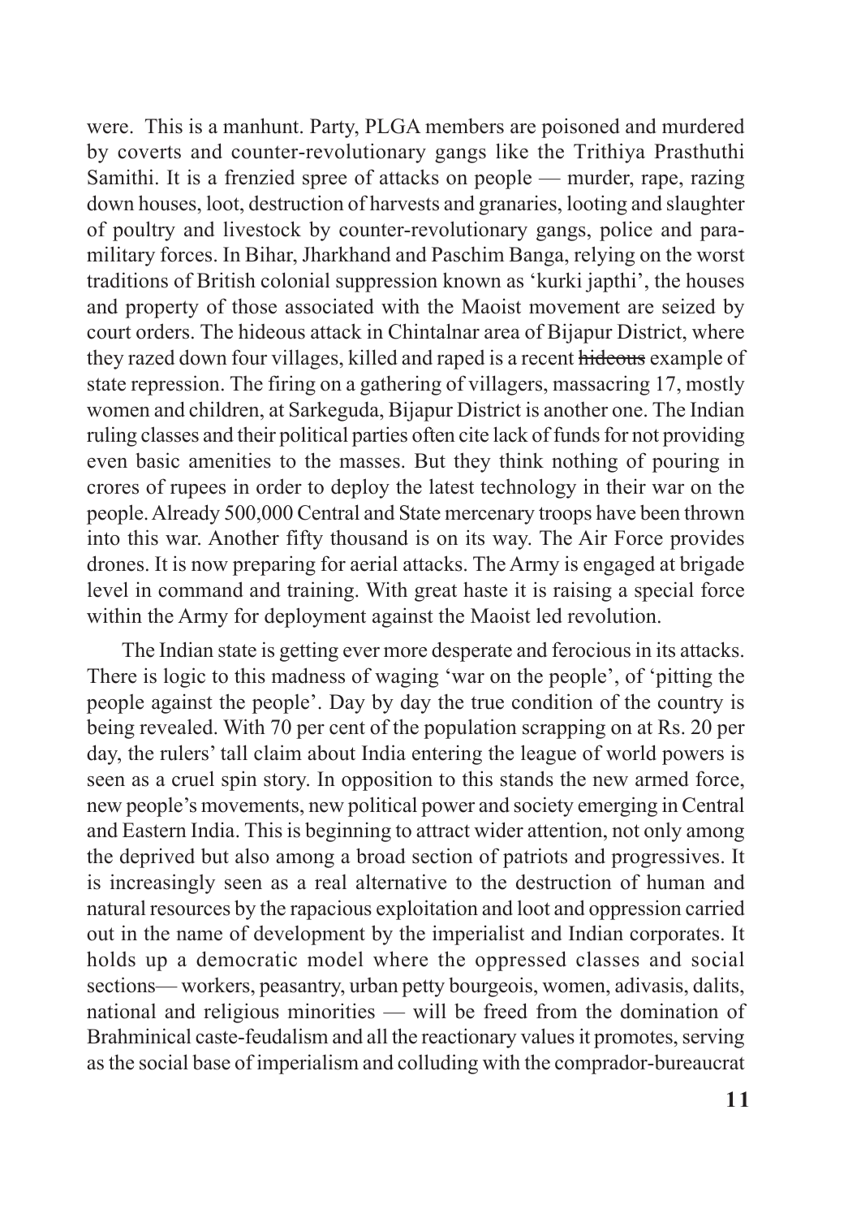were. This is a manhunt. Party, PLGA members are poisoned and murdered by coverts and counter-revolutionary gangs like the Trithiya Prasthuthi Samithi. It is a frenzied spree of attacks on people — murder, rape, razing down houses, loot, destruction of harvests and granaries, looting and slaughter of poultry and livestock by counter-revolutionary gangs, police and para-military forces. In Bihar, Jharkhand and Paschim Banga, relying on the worst traditions of British colonial suppression known as 'kurki japthi', the houses and property of those associated with the Maoist movement are seized by court orders. The hideous attack in Chintalnar area of Bijapur District, where they razed down four villages, killed and raped is a recent ~~hideous~~ example of state repression. The firing on a gathering of villagers, massacring 17, mostly women and children, at Sarkeguda, Bijapur District is another one. The Indian ruling classes and their political parties often cite lack of funds for not providing even basic amenities to the masses. But they think nothing of pouring in crores of rupees in order to deploy the latest technology in their war on the people. Already 500,000 Central and State mercenary troops have been thrown into this war. Another fifty thousand is on its way. The Air Force provides drones. It is now preparing for aerial attacks. The Army is engaged at brigade level in command and training. With great haste it is raising a special force within the Army for deployment against the Maoist led revolution.

The Indian state is getting ever more desperate and ferocious in its attacks. There is logic to this madness of waging 'war on the people', of 'pitting the people against the people'. Day by day the true condition of the country is being revealed. With 70 per cent of the population scrapping on at Rs. 20 per day, the rulers' tall claim about India entering the league of world powers is seen as a cruel spin story. In opposition to this stands the new armed force, new people's movements, new political power and society emerging in Central and Eastern India. This is beginning to attract wider attention, not only among the deprived but also among a broad section of patriots and progressives. It is increasingly seen as a real alternative to the destruction of human and natural resources by the rapacious exploitation and loot and oppression carried out in the name of development by the imperialist and Indian corporates. It holds up a democratic model where the oppressed classes and social sections— workers, peasantry, urban petty bourgeois, women, adivasis, dalits, national and religious minorities — will be freed from the domination of Brahminical caste-feudalism and all the reactionary values it promotes, serving as the social base of imperialism and colluding with the comprador-bureaucrat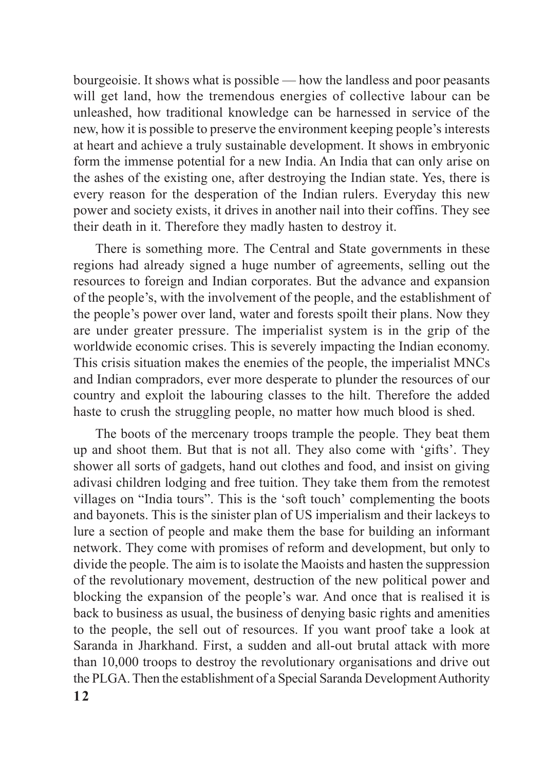bourgeoisie. It shows what is possible — how the landless and poor peasants will get land, how the tremendous energies of collective labour can be unleashed, how traditional knowledge can be harnessed in service of the new, how it is possible to preserve the environment keeping people's interests at heart and achieve a truly sustainable development. It shows in embryonic form the immense potential for a new India. An India that can only arise on the ashes of the existing one, after destroying the Indian state. Yes, there is every reason for the desperation of the Indian rulers. Everyday this new power and society exists, it drives in another nail into their coffins. They see their death in it. Therefore they madly hasten to destroy it.

There is something more. The Central and State governments in these regions had already signed a huge number of agreements, selling out the resources to foreign and Indian corporates. But the advance and expansion of the people's, with the involvement of the people, and the establishment of the people's power over land, water and forests spoilt their plans. Now they are under greater pressure. The imperialist system is in the grip of the worldwide economic crises. This is severely impacting the Indian economy. This crisis situation makes the enemies of the people, the imperialist MNCs and Indian compradors, ever more desperate to plunder the resources of our country and exploit the labouring classes to the hilt. Therefore the added haste to crush the struggling people, no matter how much blood is shed.

The boots of the mercenary troops trample the people. They beat them up and shoot them. But that is not all. They also come with 'gifts'. They shower all sorts of gadgets, hand out clothes and food, and insist on giving adivasi children lodging and free tuition. They take them from the remotest villages on "India tours". This is the 'soft touch' complementing the boots and bayonets. This is the sinister plan of US imperialism and their lackeys to lure a section of people and make them the base for building an informant network. They come with promises of reform and development, but only to divide the people. The aim is to isolate the Maoists and hasten the suppression of the revolutionary movement, destruction of the new political power and blocking the expansion of the people's war. And once that is realised it is back to business as usual, the business of denying basic rights and amenities to the people, the sell out of resources. If you want proof take a look at Saranda in Jharkhand. First, a sudden and all-out brutal attack with more than 10,000 troops to destroy the revolutionary organisations and drive out the PLGA. Then the establishment of a Special Saranda Development Authority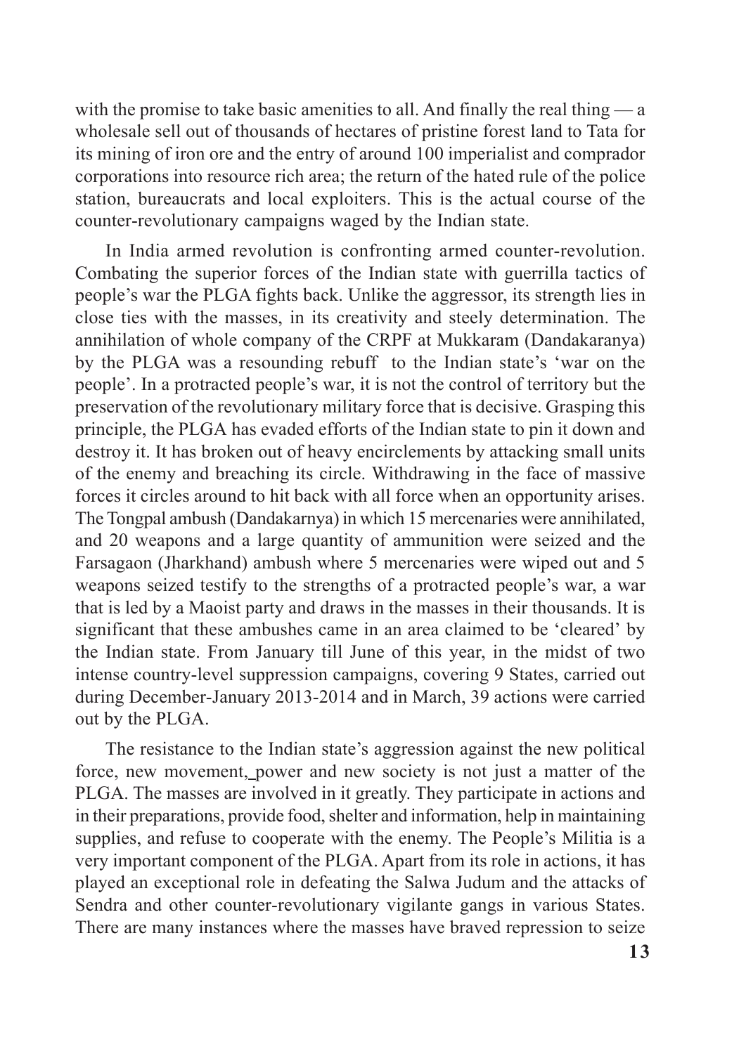with the promise to take basic amenities to all. And finally the real thing — a wholesale sell out of thousands of hectares of pristine forest land to Tata for its mining of iron ore and the entry of around 100 imperialist and comprador corporations into resource rich area; the return of the hated rule of the police station, bureaucrats and local exploiters. This is the actual course of the counter-revolutionary campaigns waged by the Indian state.

In India armed revolution is confronting armed counter-revolution. Combating the superior forces of the Indian state with guerrilla tactics of people's war the PLGA fights back. Unlike the aggressor, its strength lies in close ties with the masses, in its creativity and steely determination. The annihilation of whole company of the CRPF at Mukkaram (Dandakaranya) by the PLGA was a resounding rebuff to the Indian state's 'war on the people'. In a protracted people's war, it is not the control of territory but the preservation of the revolutionary military force that is decisive. Grasping this principle, the PLGA has evaded efforts of the Indian state to pin it down and destroy it. It has broken out of heavy encirclements by attacking small units of the enemy and breaching its circle. Withdrawing in the face of massive forces it circles around to hit back with all force when an opportunity arises. The Tongpal ambush (Dandakarnya) in which 15 mercenaries were annihilated, and 20 weapons and a large quantity of ammunition were seized and the Farsagaon (Jharkhand) ambush where 5 mercenaries were wiped out and 5 weapons seized testify to the strengths of a protracted people's war, a war that is led by a Maoist party and draws in the masses in their thousands. It is significant that these ambushes came in an area claimed to be 'cleared' by the Indian state. From January till June of this year, in the midst of two intense country-level suppression campaigns, covering 9 States, carried out during December-January 2013-2014 and in March, 39 actions were carried out by the PLGA.

The resistance to the Indian state's aggression against the new political force, new movement, power and new society is not just a matter of the PLGA. The masses are involved in it greatly. They participate in actions and in their preparations, provide food, shelter and information, help in maintaining supplies, and refuse to cooperate with the enemy. The People's Militia is a very important component of the PLGA. Apart from its role in actions, it has played an exceptional role in defeating the Salwa Judum and the attacks of Sendra and other counter-revolutionary vigilante gangs in various States. There are many instances where the masses have braved repression to seize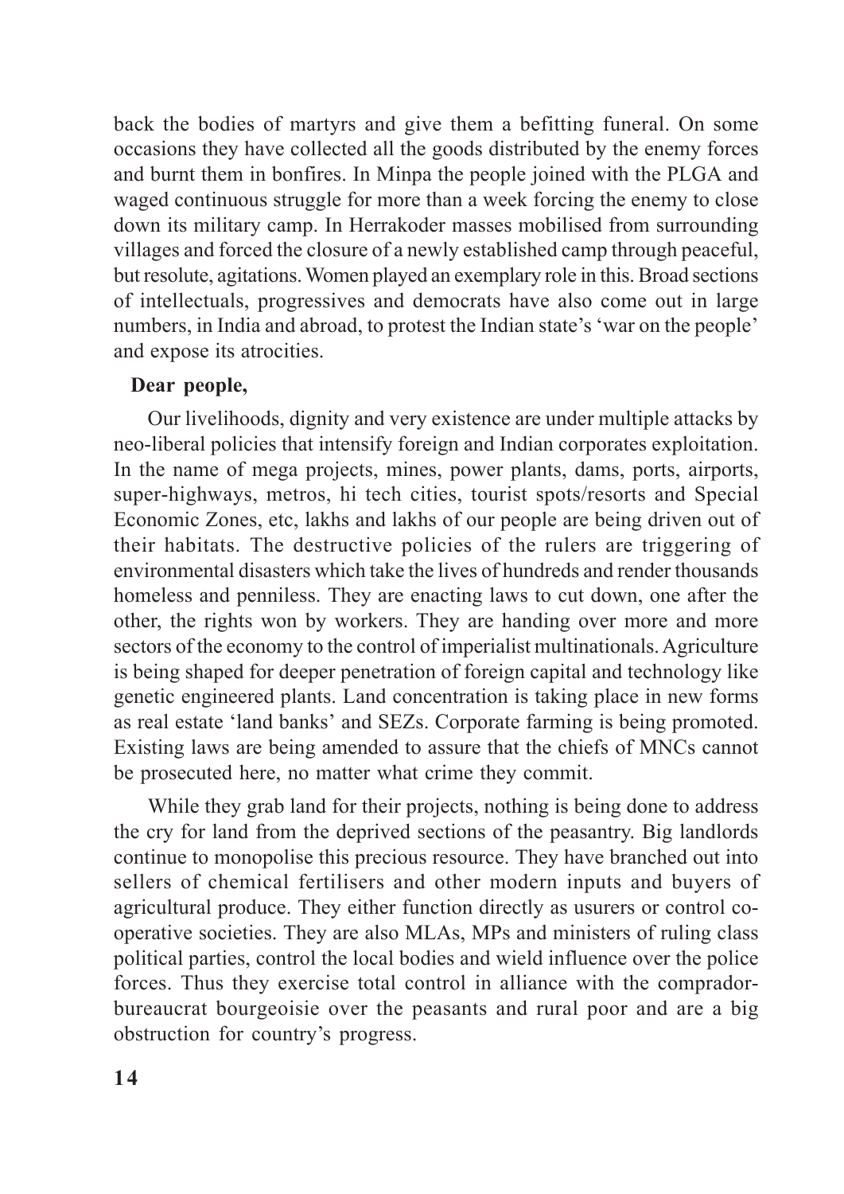back the bodies of martyrs and give them a befitting funeral. On some occasions they have collected all the goods distributed by the enemy forces and burnt them in bonfires. In Minpa the people joined with the PLGA and waged continuous struggle for more than a week forcing the enemy to close down its military camp. In Herrakoder masses mobilised from surrounding villages and forced the closure of a newly established camp through peaceful, but resolute, agitations. Women played an exemplary role in this. Broad sections of intellectuals, progressives and democrats have also come out in large numbers, in India and abroad, to protest the Indian state's 'war on the people' and expose its atrocities.

**Dear people,**

Our livelihoods, dignity and very existence are under multiple attacks by neo-liberal policies that intensify foreign and Indian corporates exploitation. In the name of mega projects, mines, power plants, dams, ports, airports, super-highways, metros, hi tech cities, tourist spots/resorts and Special Economic Zones, etc, lakhs and lakhs of our people are being driven out of their habitats. The destructive policies of the rulers are triggering of environmental disasters which take the lives of hundreds and render thousands homeless and penniless. They are enacting laws to cut down, one after the other, the rights won by workers. They are handing over more and more sectors of the economy to the control of imperialist multinationals. Agriculture is being shaped for deeper penetration of foreign capital and technology like genetic engineered plants. Land concentration is taking place in new forms as real estate 'land banks' and SEZs. Corporate farming is being promoted. Existing laws are being amended to assure that the chiefs of MNCs cannot be prosecuted here, no matter what crime they commit.

While they grab land for their projects, nothing is being done to address the cry for land from the deprived sections of the peasantry. Big landlords continue to monopolise this precious resource. They have branched out into sellers of chemical fertilisers and other modern inputs and buyers of agricultural produce. They either function directly as usurers or control co-operative societies. They are also MLAs, MPs and ministers of ruling class political parties, control the local bodies and wield influence over the police forces. Thus they exercise total control in alliance with the comprador-bureaucrat bourgeoisie over the peasants and rural poor and are a big obstruction for country's progress.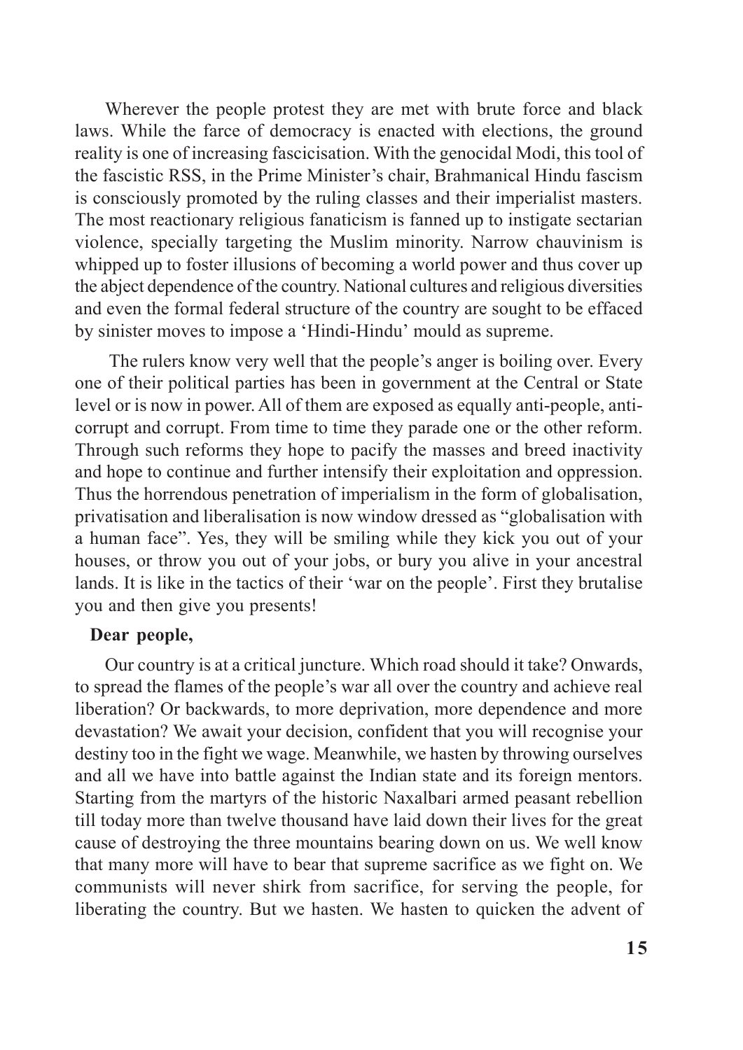Wherever the people protest they are met with brute force and black laws. While the farce of democracy is enacted with elections, the ground reality is one of increasing fascicisation. With the genocidal Modi, this tool of the fascistic RSS, in the Prime Minister's chair, Brahmanical Hindu fascism is consciously promoted by the ruling classes and their imperialist masters. The most reactionary religious fanaticism is fanned up to instigate sectarian violence, specially targeting the Muslim minority. Narrow chauvinism is whipped up to foster illusions of becoming a world power and thus cover up the abject dependence of the country. National cultures and religious diversities and even the formal federal structure of the country are sought to be effaced by sinister moves to impose a 'Hindi-Hindu' mould as supreme.

The rulers know very well that the people's anger is boiling over. Every one of their political parties has been in government at the Central or State level or is now in power. All of them are exposed as equally anti-people, anti-corrupt and corrupt. From time to time they parade one or the other reform. Through such reforms they hope to pacify the masses and breed inactivity and hope to continue and further intensify their exploitation and oppression. Thus the horrendous penetration of imperialism in the form of globalisation, privatisation and liberalisation is now window dressed as "globalisation with a human face". Yes, they will be smiling while they kick you out of your houses, or throw you out of your jobs, or bury you alive in your ancestral lands. It is like in the tactics of their 'war on the people'. First they brutalise you and then give you presents!

**Dear people,**

Our country is at a critical juncture. Which road should it take? Onwards, to spread the flames of the people's war all over the country and achieve real liberation? Or backwards, to more deprivation, more dependence and more devastation? We await your decision, confident that you will recognise your destiny too in the fight we wage. Meanwhile, we hasten by throwing ourselves and all we have into battle against the Indian state and its foreign mentors. Starting from the martyrs of the historic Naxalbari armed peasant rebellion till today more than twelve thousand have laid down their lives for the great cause of destroying the three mountains bearing down on us. We well know that many more will have to bear that supreme sacrifice as we fight on. We communists will never shirk from sacrifice, for serving the people, for liberating the country. But we hasten. We hasten to quicken the advent of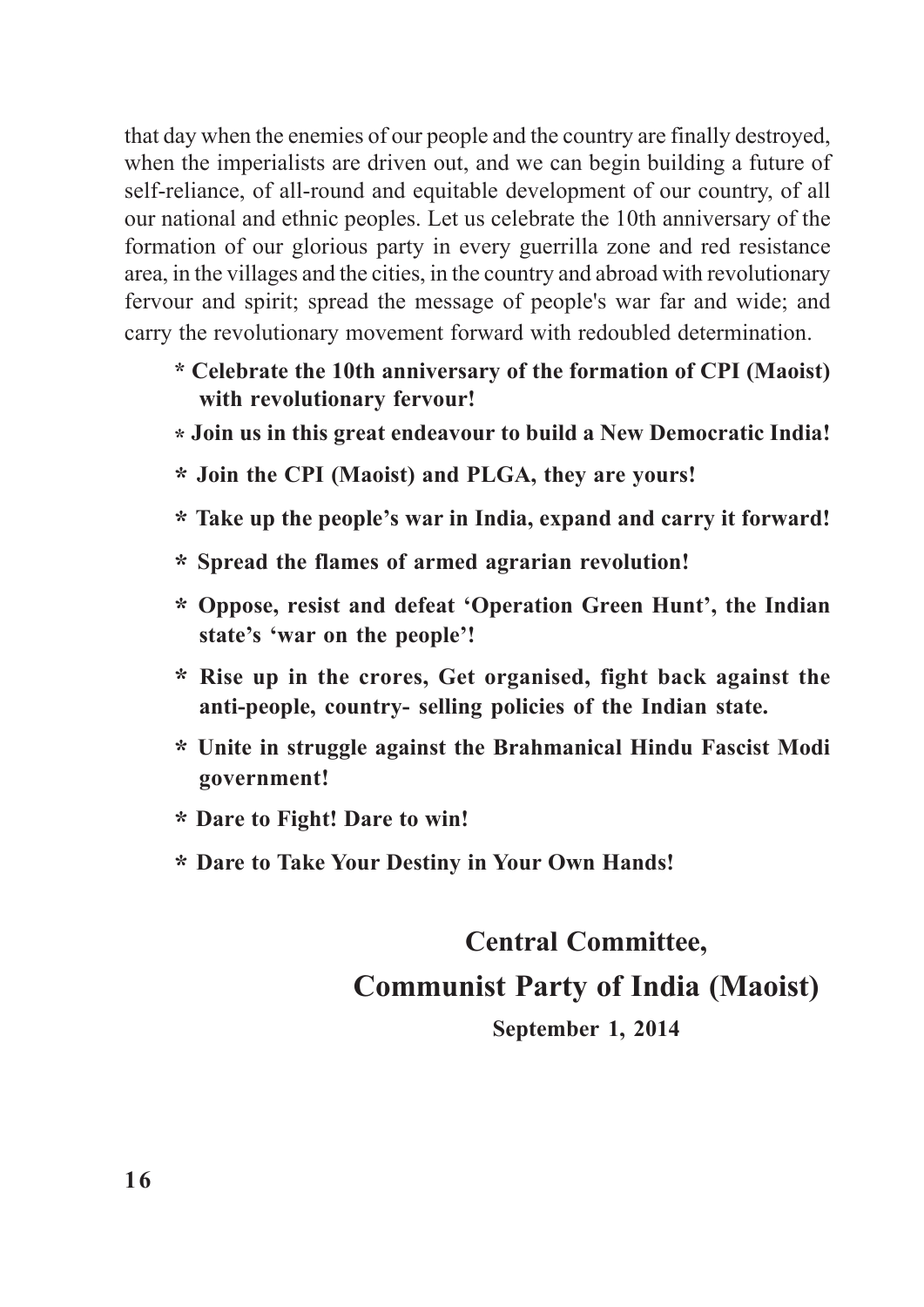that day when the enemies of our people and the country are finally destroyed, when the imperialists are driven out, and we can begin building a future of self-reliance, of all-round and equitable development of our country, of all our national and ethnic peoples. Let us celebrate the 10th anniversary of the formation of our glorious party in every guerrilla zone and red resistance area, in the villages and the cities, in the country and abroad with revolutionary fervour and spirit; spread the message of people's war far and wide; and carry the revolutionary movement forward with redoubled determination.

- **Celebrate the 10th anniversary of the formation of CPI (Maoist) with revolutionary fervour!**
- **Join us in this great endeavour to build a New Democratic India!**
- **Join the CPI (Maoist) and PLGA, they are yours!**
- **Take up the people's war in India, expand and carry it forward!**
- **Spread the flames of armed agrarian revolution!**
- **Oppose, resist and defeat 'Operation Green Hunt', the Indian state's 'war on the people'!**
- **Rise up in the crores, Get organised, fight back against the anti-people, country- selling policies of the Indian state.**
- **Unite in struggle against the Brahmanical Hindu Fascist Modi government!**
- **Dare to Fight! Dare to win!**
- **Dare to Take Your Destiny in Your Own Hands!**

**Central Committee,**

**Communist Party of India (Maoist)**

**September 1, 2014**